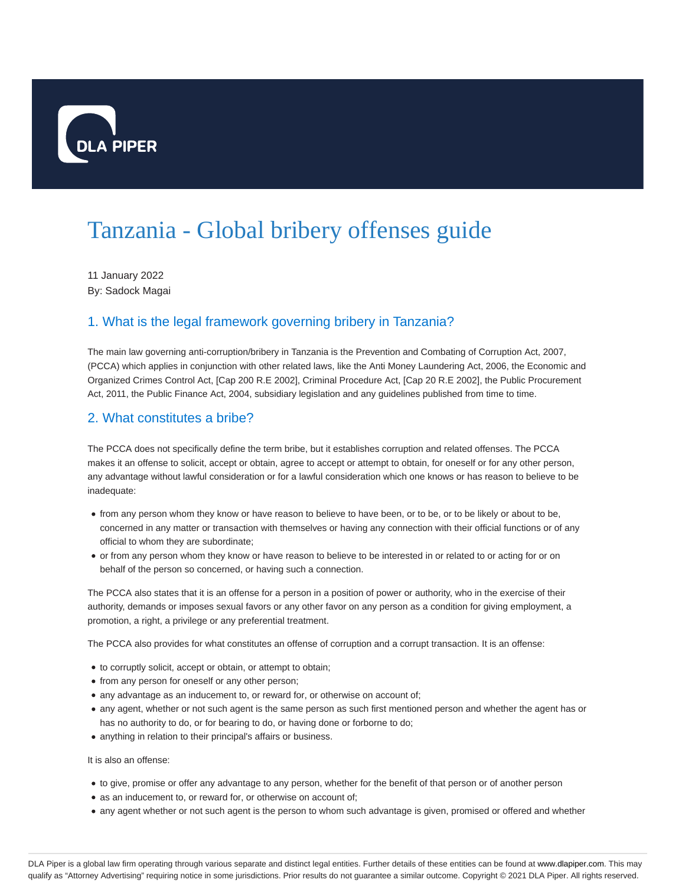# Tanzania - Global bribery offenses guide

11 January 2022
By: Sadock Magai

## 1. What is the legal framework governing bribery in Tanzania?

The main law governing anti-corruption/bribery in Tanzania is the Prevention and Combating of Corruption Act, 2007, (PCCA) which applies in conjunction with other related laws, like the Anti Money Laundering Act, 2006, the Economic and Organized Crimes Control Act, [Cap 200 R.E 2002], Criminal Procedure Act, [Cap 20 R.E 2002], the Public Procurement Act, 2011, the Public Finance Act, 2004, subsidiary legislation and any guidelines published from time to time.

## 2. What constitutes a bribe?

The PCCA does not specifically define the term bribe, but it establishes corruption and related offenses. The PCCA makes it an offense to solicit, accept or obtain, agree to accept or attempt to obtain, for oneself or for any other person, any advantage without lawful consideration or for a lawful consideration which one knows or has reason to believe to be inadequate:

- from any person whom they know or have reason to believe to have been, or to be, or to be likely or about to be, concerned in any matter or transaction with themselves or having any connection with their official functions or of any official to whom they are subordinate;
- or from any person whom they know or have reason to believe to be interested in or related to or acting for or on behalf of the person so concerned, or having such a connection.

The PCCA also states that it is an offense for a person in a position of power or authority, who in the exercise of their authority, demands or imposes sexual favors or any other favor on any person as a condition for giving employment, a promotion, a right, a privilege or any preferential treatment.

The PCCA also provides for what constitutes an offense of corruption and a corrupt transaction. It is an offense:

- to corruptly solicit, accept or obtain, or attempt to obtain;
- from any person for oneself or any other person;
- any advantage as an inducement to, or reward for, or otherwise on account of;
- any agent, whether or not such agent is the same person as such first mentioned person and whether the agent has or has no authority to do, or for bearing to do, or having done or forborne to do;
- anything in relation to their principal's affairs or business.

It is also an offense:

- to give, promise or offer any advantage to any person, whether for the benefit of that person or of another person
- as an inducement to, or reward for, or otherwise on account of;
- any agent whether or not such agent is the person to whom such advantage is given, promised or offered and whether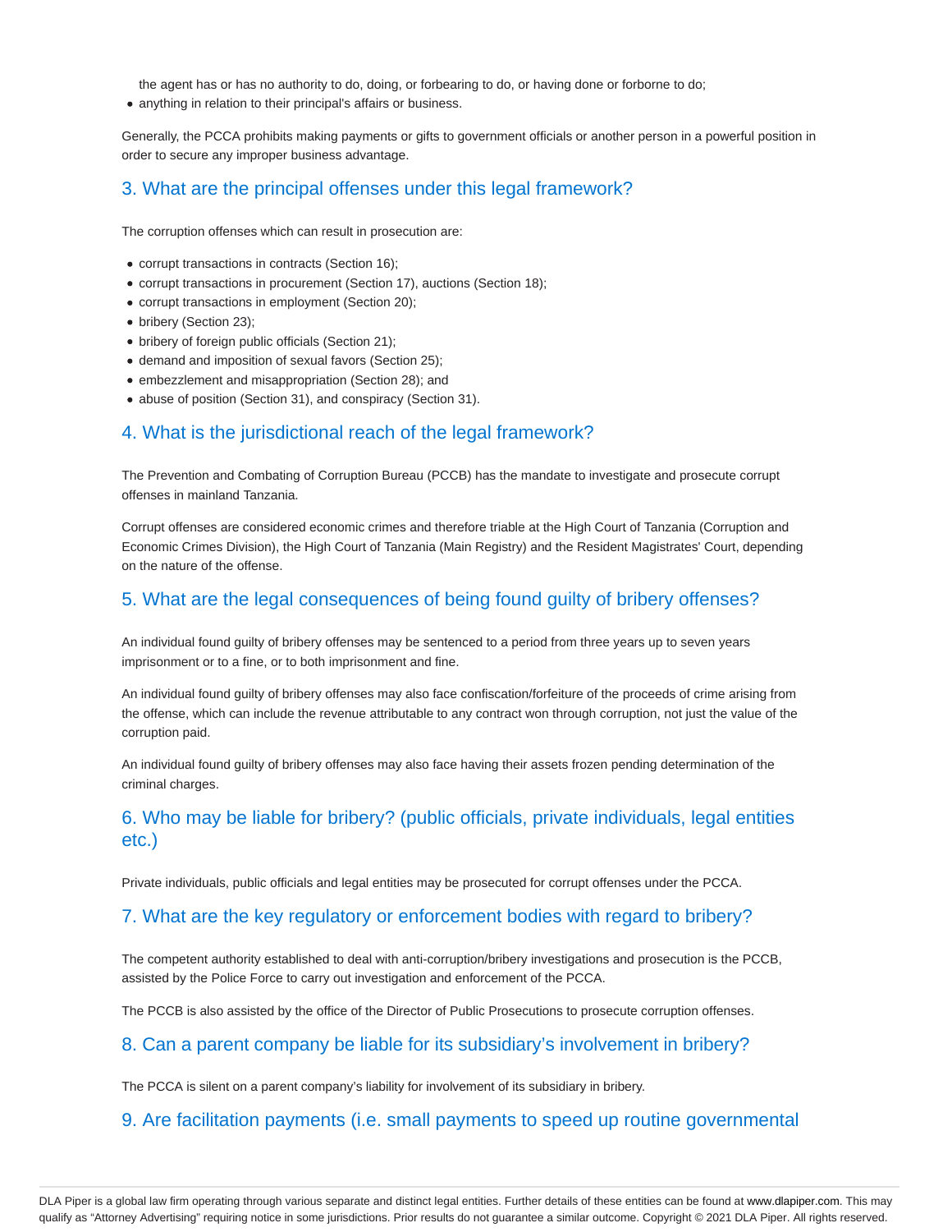the agent has or has no authority to do, doing, or forbearing to do, or having done or forborne to do;
- anything in relation to their principal's affairs or business.

Generally, the PCCA prohibits making payments or gifts to government officials or another person in a powerful position in order to secure any improper business advantage.

## 3. What are the principal offenses under this legal framework?

The corruption offenses which can result in prosecution are:

- corrupt transactions in contracts (Section 16);
- corrupt transactions in procurement (Section 17), auctions (Section 18);
- corrupt transactions in employment (Section 20);
- bribery (Section 23);
- bribery of foreign public officials (Section 21);
- demand and imposition of sexual favors (Section 25);
- embezzlement and misappropriation (Section 28); and
- abuse of position (Section 31), and conspiracy (Section 31).

## 4. What is the jurisdictional reach of the legal framework?

The Prevention and Combating of Corruption Bureau (PCCB) has the mandate to investigate and prosecute corrupt offenses in mainland Tanzania.

Corrupt offenses are considered economic crimes and therefore triable at the High Court of Tanzania (Corruption and Economic Crimes Division), the High Court of Tanzania (Main Registry) and the Resident Magistrates' Court, depending on the nature of the offense.

## 5. What are the legal consequences of being found guilty of bribery offenses?

An individual found guilty of bribery offenses may be sentenced to a period from three years up to seven years imprisonment or to a fine, or to both imprisonment and fine.

An individual found guilty of bribery offenses may also face confiscation/forfeiture of the proceeds of crime arising from the offense, which can include the revenue attributable to any contract won through corruption, not just the value of the corruption paid.

An individual found guilty of bribery offenses may also face having their assets frozen pending determination of the criminal charges.

## 6. Who may be liable for bribery? (public officials, private individuals, legal entities etc.)

Private individuals, public officials and legal entities may be prosecuted for corrupt offenses under the PCCA.

## 7. What are the key regulatory or enforcement bodies with regard to bribery?

The competent authority established to deal with anti-corruption/bribery investigations and prosecution is the PCCB, assisted by the Police Force to carry out investigation and enforcement of the PCCA.

The PCCB is also assisted by the office of the Director of Public Prosecutions to prosecute corruption offenses.

## 8. Can a parent company be liable for its subsidiary's involvement in bribery?

The PCCA is silent on a parent company's liability for involvement of its subsidiary in bribery.

## 9. Are facilitation payments (i.e. small payments to speed up routine governmental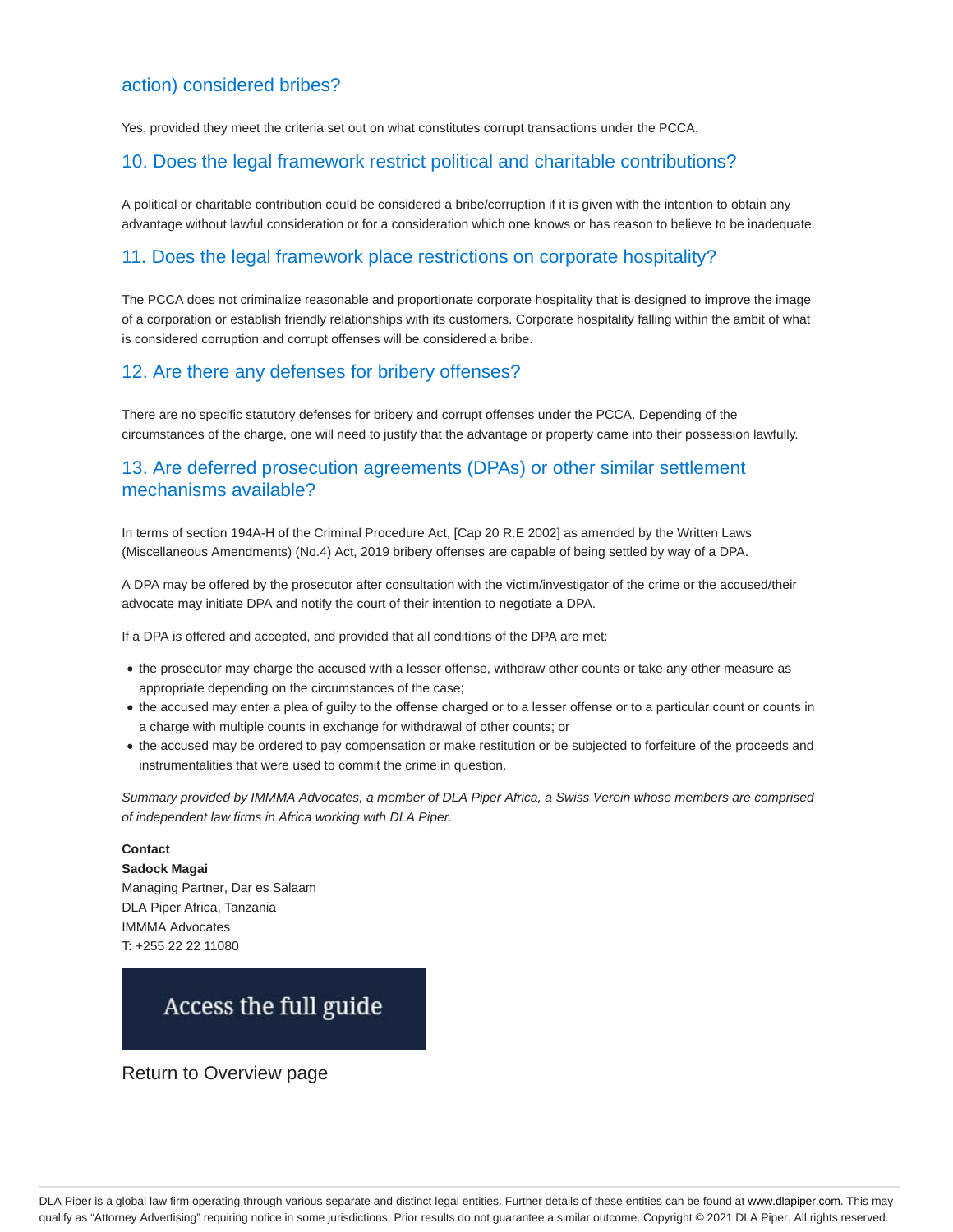## action) considered bribes?

Yes, provided they meet the criteria set out on what constitutes corrupt transactions under the PCCA.

## 10. Does the legal framework restrict political and charitable contributions?

A political or charitable contribution could be considered a bribe/corruption if it is given with the intention to obtain any advantage without lawful consideration or for a consideration which one knows or has reason to believe to be inadequate.

## 11. Does the legal framework place restrictions on corporate hospitality?

The PCCA does not criminalize reasonable and proportionate corporate hospitality that is designed to improve the image of a corporation or establish friendly relationships with its customers. Corporate hospitality falling within the ambit of what is considered corruption and corrupt offenses will be considered a bribe.

## 12. Are there any defenses for bribery offenses?

There are no specific statutory defenses for bribery and corrupt offenses under the PCCA. Depending of the circumstances of the charge, one will need to justify that the advantage or property came into their possession lawfully.

## 13. Are deferred prosecution agreements (DPAs) or other similar settlement mechanisms available?

In terms of section 194A-H of the Criminal Procedure Act, [Cap 20 R.E 2002] as amended by the Written Laws (Miscellaneous Amendments) (No.4) Act, 2019 bribery offenses are capable of being settled by way of a DPA.

A DPA may be offered by the prosecutor after consultation with the victim/investigator of the crime or the accused/their advocate may initiate DPA and notify the court of their intention to negotiate a DPA.

If a DPA is offered and accepted, and provided that all conditions of the DPA are met:

- the prosecutor may charge the accused with a lesser offense, withdraw other counts or take any other measure as appropriate depending on the circumstances of the case;
- the accused may enter a plea of guilty to the offense charged or to a lesser offense or to a particular count or counts in a charge with multiple counts in exchange for withdrawal of other counts; or
- the accused may be ordered to pay compensation or make restitution or be subjected to forfeiture of the proceeds and instrumentalities that were used to commit the crime in question.

*Summary provided by IMMMA Advocates, a member of DLA Piper Africa, a Swiss Verein whose members are comprised of independent law firms in Africa working with DLA Piper.*

**Contact**
**Sadock Magai**
Managing Partner, Dar es Salaam
DLA Piper Africa, Tanzania
IMMMA Advocates
T: +255 22 22 11080

Access the full guide

Return to Overview page

DLA Piper is a global law firm operating through various separate and distinct legal entities. Further details of these entities can be found at www.dlapiper.com. This may qualify as "Attorney Advertising" requiring notice in some jurisdictions. Prior results do not guarantee a similar outcome. Copyright © 2021 DLA Piper. All rights reserved.